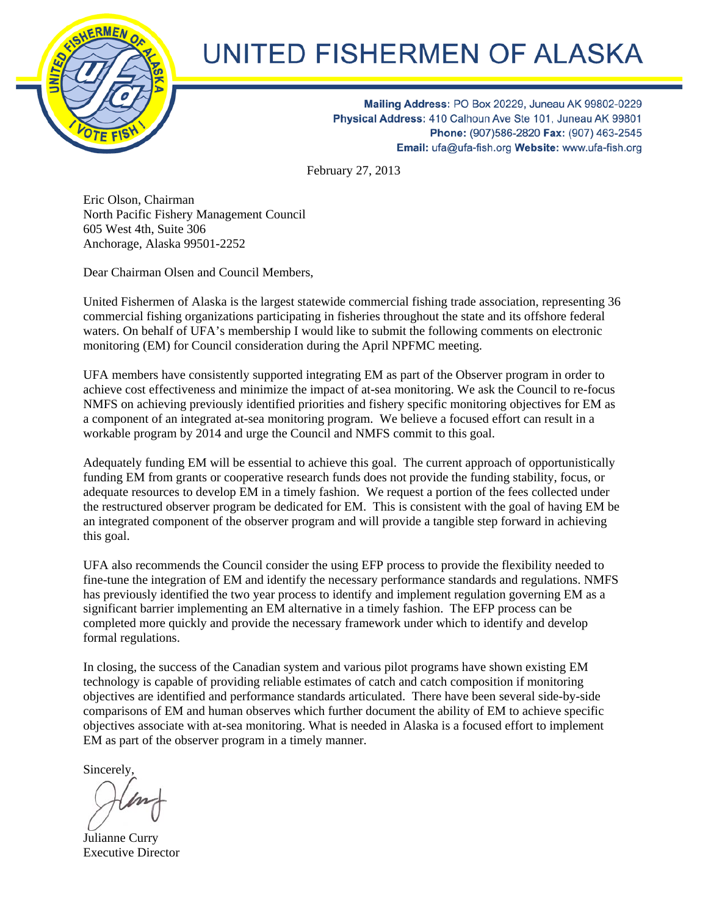# UNITED FISHERMEN OF ALASKA

**Mailing Address**: PO Box 20229, Juneau AK 99802-0229
**Physical Address**: 410 Calhoun Ave Ste 101, Juneau AK 99801
**Phone:** (907)586-2820 **Fax:** (907) 463-2545
**Email:** ufa@ufa-fish.org **Website:** www.ufa-fish.org

February 27, 2013

Eric Olson, Chairman
North Pacific Fishery Management Council
605 West 4th, Suite 306
Anchorage, Alaska 99501-2252

Dear Chairman Olsen and Council Members,

United Fishermen of Alaska is the largest statewide commercial fishing trade association, representing 36 commercial fishing organizations participating in fisheries throughout the state and its offshore federal waters. On behalf of UFA's membership I would like to submit the following comments on electronic monitoring (EM) for Council consideration during the April NPFMC meeting.

UFA members have consistently supported integrating EM as part of the Observer program in order to achieve cost effectiveness and minimize the impact of at-sea monitoring. We ask the Council to re-focus NMFS on achieving previously identified priorities and fishery specific monitoring objectives for EM as a component of an integrated at-sea monitoring program. We believe a focused effort can result in a workable program by 2014 and urge the Council and NMFS commit to this goal.

Adequately funding EM will be essential to achieve this goal. The current approach of opportunistically funding EM from grants or cooperative research funds does not provide the funding stability, focus, or adequate resources to develop EM in a timely fashion. We request a portion of the fees collected under the restructured observer program be dedicated for EM. This is consistent with the goal of having EM be an integrated component of the observer program and will provide a tangible step forward in achieving this goal.

UFA also recommends the Council consider the using EFP process to provide the flexibility needed to fine-tune the integration of EM and identify the necessary performance standards and regulations. NMFS has previously identified the two year process to identify and implement regulation governing EM as a significant barrier implementing an EM alternative in a timely fashion. The EFP process can be completed more quickly and provide the necessary framework under which to identify and develop formal regulations.

In closing, the success of the Canadian system and various pilot programs have shown existing EM technology is capable of providing reliable estimates of catch and catch composition if monitoring objectives are identified and performance standards articulated. There have been several side-by-side comparisons of EM and human observes which further document the ability of EM to achieve specific objectives associate with at-sea monitoring. What is needed in Alaska is a focused effort to implement EM as part of the observer program in a timely manner.

Sincerely,

Julianne Curry
Executive Director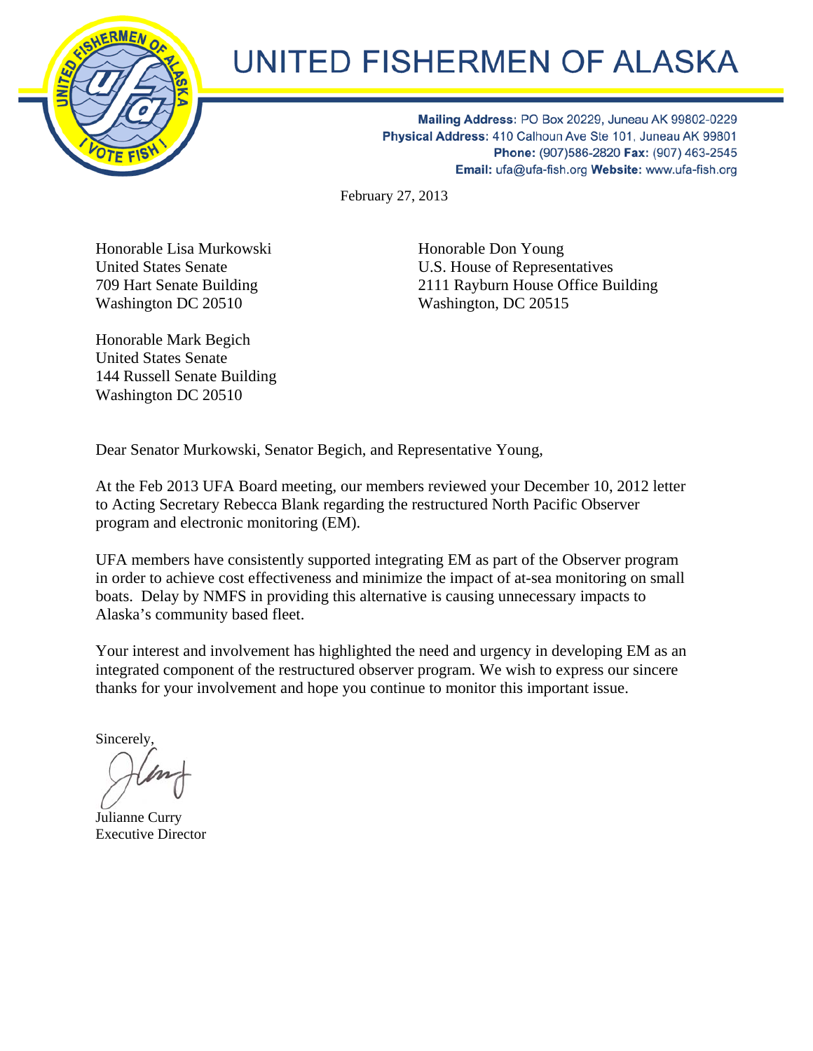# UNITED FISHERMEN OF ALASKA

**Mailing Address**: PO Box 20229, Juneau AK 99802-0229
**Physical Address**: 410 Calhoun Ave Ste 101, Juneau AK 99801
**Phone:** (907)586-2820 **Fax:** (907) 463-2545
**Email:** ufa@ufa-fish.org **Website:** www.ufa-fish.org

February 27, 2013

Honorable Lisa Murkowski
United States Senate
709 Hart Senate Building
Washington DC 20510

Honorable Don Young
U.S. House of Representatives
2111 Rayburn House Office Building
Washington, DC 20515

Honorable Mark Begich
United States Senate
144 Russell Senate Building
Washington DC 20510

Dear Senator Murkowski, Senator Begich, and Representative Young,

At the Feb 2013 UFA Board meeting, our members reviewed your December 10, 2012 letter to Acting Secretary Rebecca Blank regarding the restructured North Pacific Observer program and electronic monitoring (EM).

UFA members have consistently supported integrating EM as part of the Observer program in order to achieve cost effectiveness and minimize the impact of at-sea monitoring on small boats. Delay by NMFS in providing this alternative is causing unnecessary impacts to Alaska's community based fleet.

Your interest and involvement has highlighted the need and urgency in developing EM as an integrated component of the restructured observer program. We wish to express our sincere thanks for your involvement and hope you continue to monitor this important issue.

Sincerely,

Julianne Curry
Executive Director